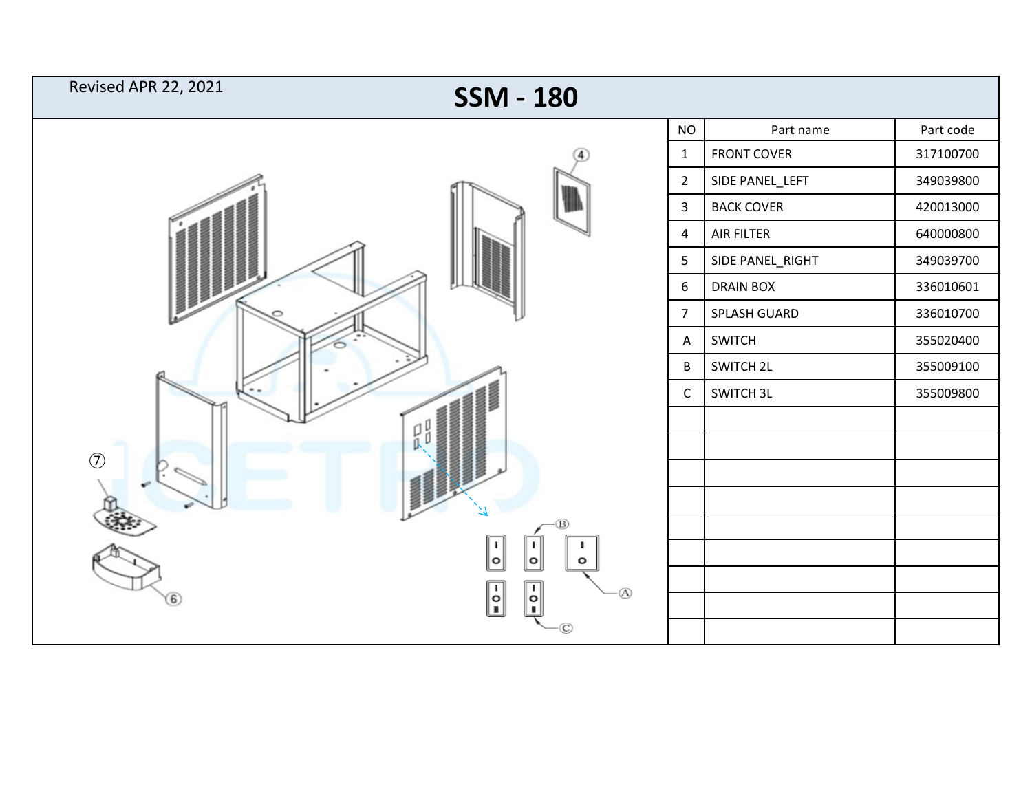Revised APR 22, 2021

# SSM - 180

| NO | Part name | Part code |
|---|---|---|
| 1 | FRONT COVER | 317100700 |
| 2 | SIDE PANEL_LEFT | 349039800 |
| 3 | BACK COVER | 420013000 |
| 4 | AIR FILTER | 640000800 |
| 5 | SIDE PANEL_RIGHT | 349039700 |
| 6 | DRAIN BOX | 336010601 |
| 7 | SPLASH GUARD | 336010700 |
| A | SWITCH | 355020400 |
| B | SWITCH 2L | 355009100 |
| C | SWITCH 3L | 355009800 |
| | | |
| | | |
| | | |
| | | |
| | | |
| | | |
| | | |
| | | |
| | | |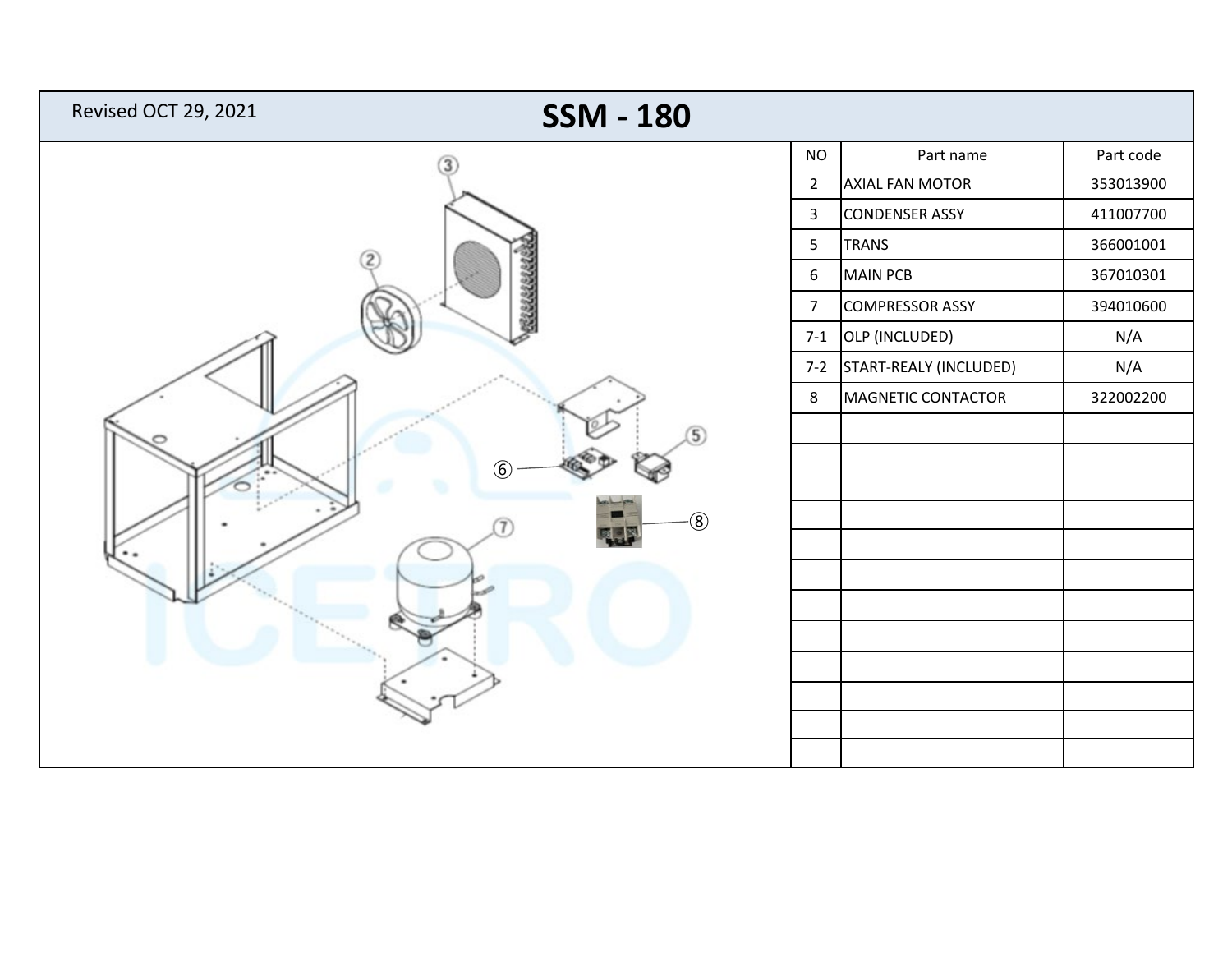Revised OCT 29, 2021

# SSM - 180

| NO | Part name | Part code |
|---|---|---|
| 2 | AXIAL FAN MOTOR | 353013900 |
| 3 | CONDENSER ASSY | 411007700 |
| 5 | TRANS | 366001001 |
| 6 | MAIN PCB | 367010301 |
| 7 | COMPRESSOR ASSY | 394010600 |
| 7-1 | OLP (INCLUDED) | N/A |
| 7-2 | START-REALY (INCLUDED) | N/A |
| 8 | MAGNETIC CONTACTOR | 322002200 |
| | | |
| | | |
| | | |
| | | |
| | | |
| | | |
| | | |
| | | |
| | | |
| | | |
| | | |
| | | |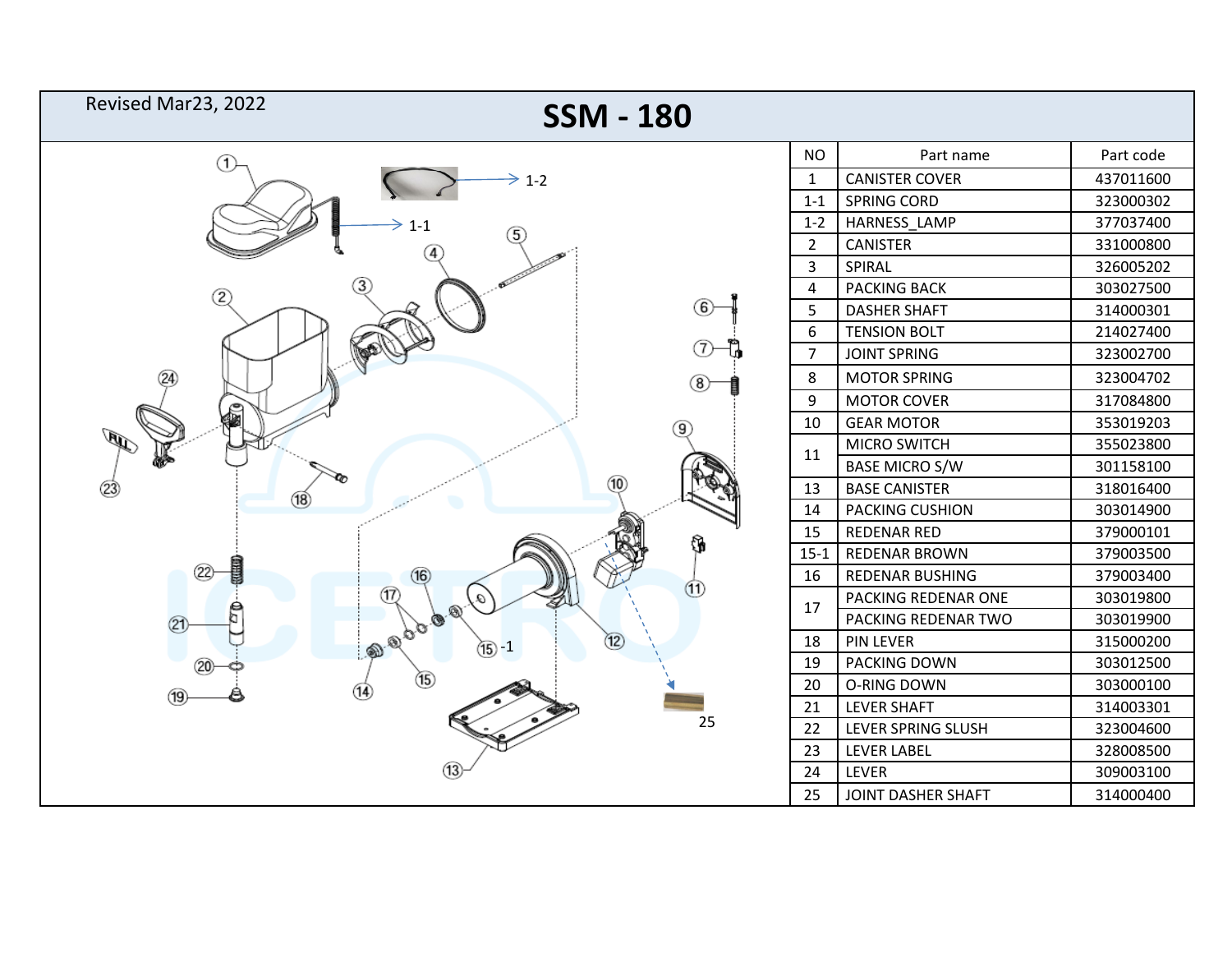Revised Mar23, 2022

# SSM - 180

| NO | Part name | Part code |
|---|---|---|
| 1 | CANISTER COVER | 437011600 |
| 1-1 | SPRING CORD | 323000302 |
| 1-2 | HARNESS_LAMP | 377037400 |
| 2 | CANISTER | 331000800 |
| 3 | SPIRAL | 326005202 |
| 4 | PACKING BACK | 303027500 |
| 5 | DASHER SHAFT | 314000301 |
| 6 | TENSION BOLT | 214027400 |
| 7 | JOINT SPRING | 323002700 |
| 8 | MOTOR SPRING | 323004702 |
| 9 | MOTOR COVER | 317084800 |
| 10 | GEAR MOTOR | 353019203 |
| 11 | MICRO SWITCH | 355023800 |
| | BASE MICRO S/W | 301158100 |
| 13 | BASE CANISTER | 318016400 |
| 14 | PACKING CUSHION | 303014900 |
| 15 | REDENAR RED | 379000101 |
| 15-1 | REDENAR BROWN | 379003500 |
| 16 | REDENAR BUSHING | 379003400 |
| 17 | PACKING REDENAR ONE | 303019800 |
| | PACKING REDENAR TWO | 303019900 |
| 18 | PIN LEVER | 315000200 |
| 19 | PACKING DOWN | 303012500 |
| 20 | O-RING DOWN | 303000100 |
| 21 | LEVER SHAFT | 314003301 |
| 22 | LEVER SPRING SLUSH | 323004600 |
| 23 | LEVER LABEL | 328008500 |
| 24 | LEVER | 309003100 |
| 25 | JOINT DASHER SHAFT | 314000400 |